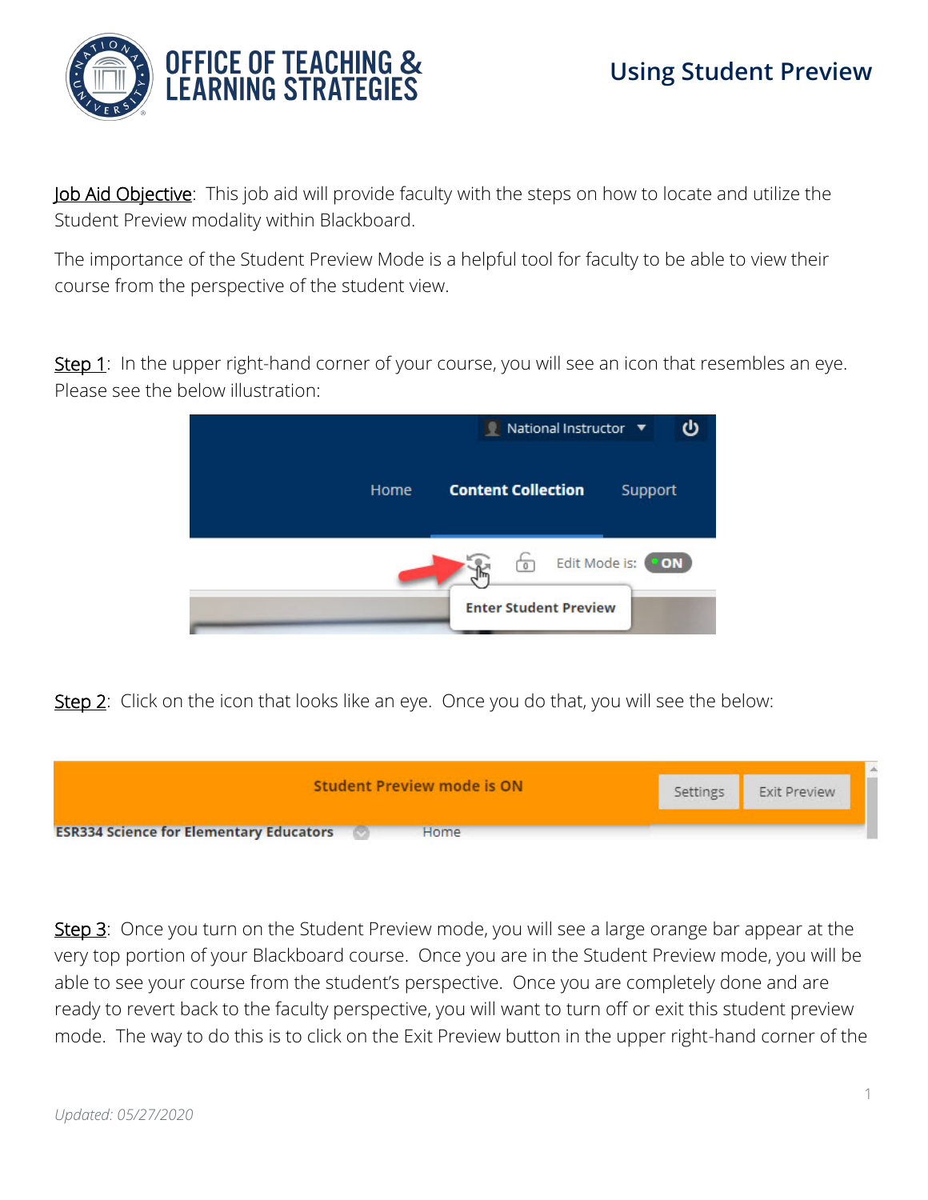# OFFICE OF TEACHING & LEARNING STRATEGIES

## Using Student Preview

Job Aid Objective: This job aid will provide faculty with the steps on how to locate and utilize the Student Preview modality within Blackboard.

The importance of the Student Preview Mode is a helpful tool for faculty to be able to view their course from the perspective of the student view.

Step 1: In the upper right-hand corner of your course, you will see an icon that resembles an eye. Please see the below illustration:

Step 2: Click on the icon that looks like an eye. Once you do that, you will see the below:

Step 3: Once you turn on the Student Preview mode, you will see a large orange bar appear at the very top portion of your Blackboard course. Once you are in the Student Preview mode, you will be able to see your course from the student's perspective. Once you are completely done and are ready to revert back to the faculty perspective, you will want to turn off or exit this student preview mode. The way to do this is to click on the Exit Preview button in the upper right-hand corner of the

*Updated: 05/27/2020*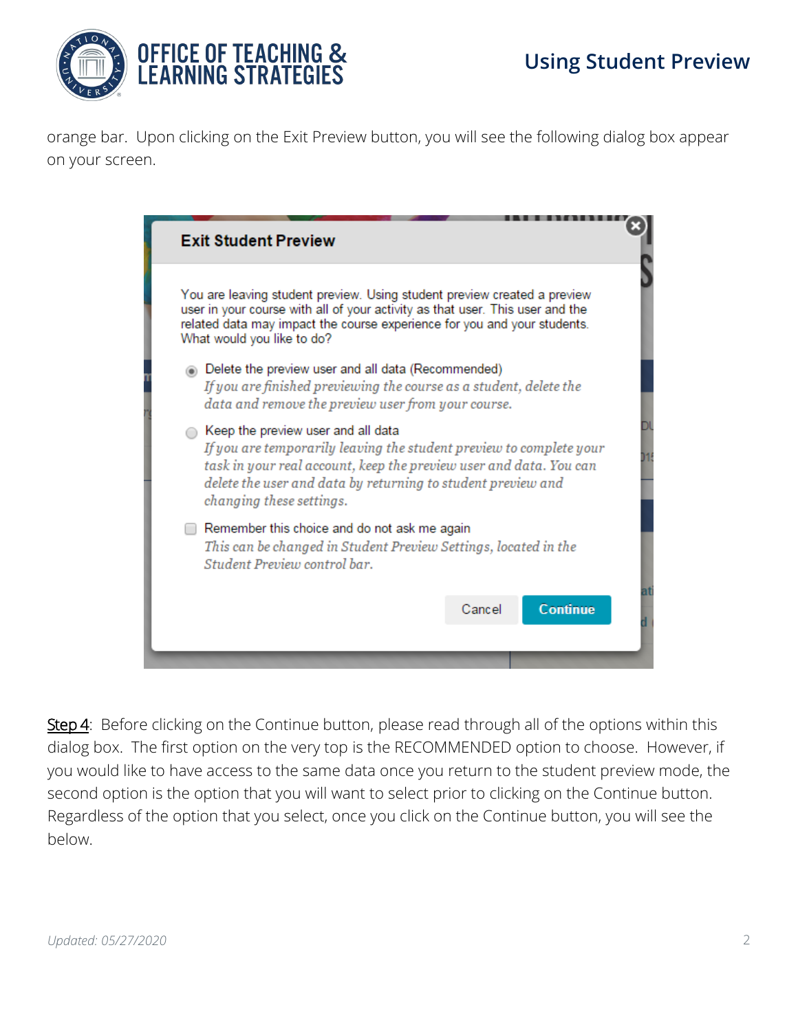orange bar. Upon clicking on the Exit Preview button, you will see the following dialog box appear on your screen.

**Exit Student Preview**

You are leaving student preview. Using student preview created a preview user in your course with all of your activity as that user. This user and the related data may impact the course experience for you and your students. What would you like to do?

- Delete the preview user and all data (Recommended)
  *If you are finished previewing the course as a student, delete the data and remove the preview user from your course.*
- Keep the preview user and all data
  *If you are temporarily leaving the student preview to complete your task in your real account, keep the preview user and data. You can delete the user and data by returning to student preview and changing these settings.*
- Remember this choice and do not ask me again
  *This can be changed in Student Preview Settings, located in the Student Preview control bar.*

Cancel | Continue

Step 4: Before clicking on the Continue button, please read through all of the options within this dialog box. The first option on the very top is the RECOMMENDED option to choose. However, if you would like to have access to the same data once you return to the student preview mode, the second option is the option that you will want to select prior to clicking on the Continue button. Regardless of the option that you select, once you click on the Continue button, you will see the below.

*Updated: 05/27/2020*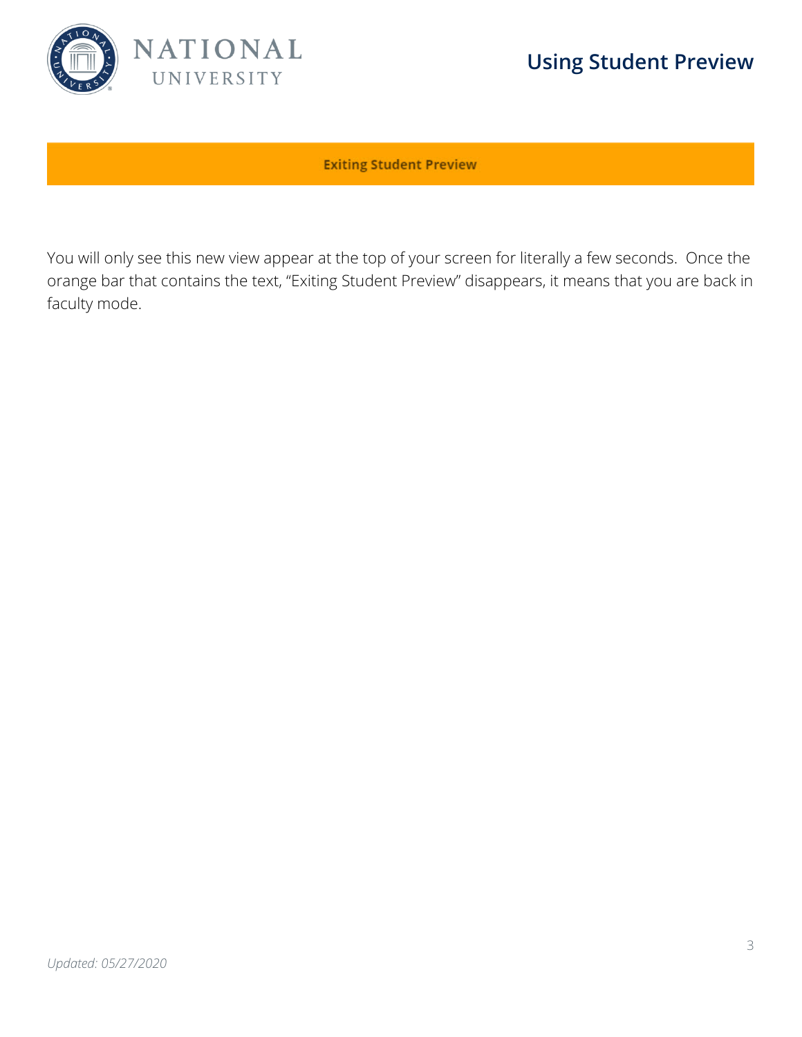**Exiting Student Preview**

You will only see this new view appear at the top of your screen for literally a few seconds. Once the orange bar that contains the text, "Exiting Student Preview" disappears, it means that you are back in faculty mode.

*Updated: 05/27/2020*